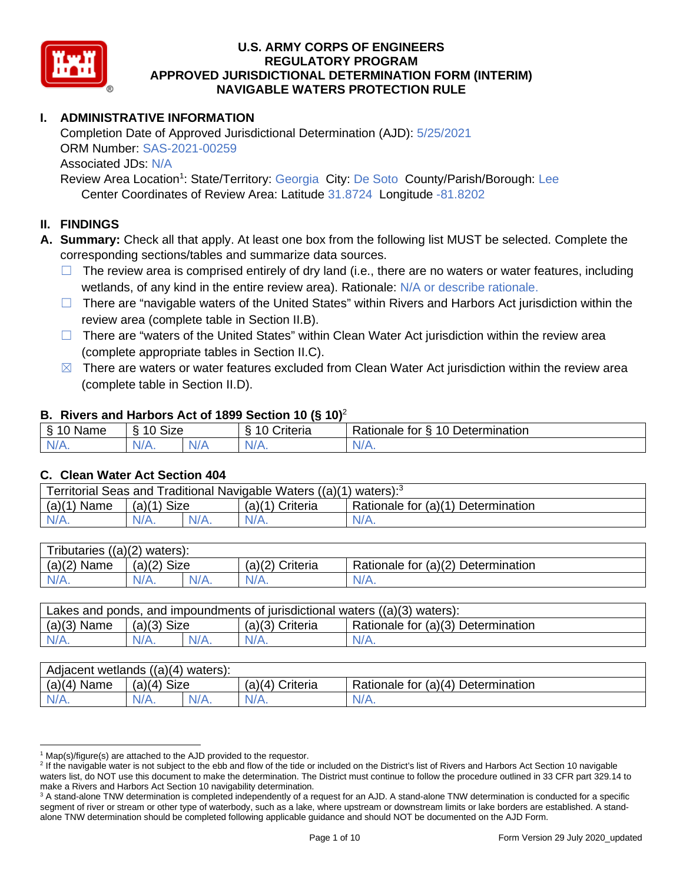# U.S. ARMY CORPS OF ENGINEERS
# REGULATORY PROGRAM
# APPROVED JURISDICTIONAL DETERMINATION FORM (INTERIM)
# NAVIGABLE WATERS PROTECTION RULE

## I. ADMINISTRATIVE INFORMATION

Completion Date of Approved Jurisdictional Determination (AJD): 5/25/2021
ORM Number: SAS-2021-00259
Associated JDs: N/A
Review Area Location[1]: State/Territory: Georgia City: De Soto County/Parish/Borough: Lee
Center Coordinates of Review Area: Latitude 31.8724 Longitude -81.8202

## II. FINDINGS

**A. Summary:** Check all that apply. At least one box from the following list MUST be selected. Complete the corresponding sections/tables and summarize data sources.

- ☐ The review area is comprised entirely of dry land (i.e., there are no waters or water features, including wetlands, of any kind in the entire review area). Rationale: N/A or describe rationale.
- ☐ There are "navigable waters of the United States" within Rivers and Harbors Act jurisdiction within the review area (complete table in Section II.B).
- ☐ There are "waters of the United States" within Clean Water Act jurisdiction within the review area (complete appropriate tables in Section II.C).
- ☒ There are waters or water features excluded from Clean Water Act jurisdiction within the review area (complete table in Section II.D).

### B. Rivers and Harbors Act of 1899 Section 10 (§ 10)[2]

| § 10 Name | § 10 Size | | § 10 Criteria | Rationale for § 10 Determination |
|---|---|---|---|---|
| N/A. | N/A. | N/A | N/A. | N/A. |

### C. Clean Water Act Section 404

| Territorial Seas and Traditional Navigable Waters ((a)(1) waters):[3] | | | | |
|---|---|---|---|---|
| (a)(1) Name | (a)(1) Size | | (a)(1) Criteria | Rationale for (a)(1) Determination |
| N/A. | N/A. | N/A. | N/A. | N/A. |

| Tributaries ((a)(2) waters): | | | | |
|---|---|---|---|---|
| (a)(2) Name | (a)(2) Size | | (a)(2) Criteria | Rationale for (a)(2) Determination |
| N/A. | N/A. | N/A. | N/A. | N/A. |

| Lakes and ponds, and impoundments of jurisdictional waters ((a)(3) waters): | | | | |
|---|---|---|---|---|
| (a)(3) Name | (a)(3) Size | | (a)(3) Criteria | Rationale for (a)(3) Determination |
| N/A. | N/A. | N/A. | N/A. | N/A. |

| Adjacent wetlands ((a)(4) waters): | | | | |
|---|---|---|---|---|
| (a)(4) Name | (a)(4) Size | | (a)(4) Criteria | Rationale for (a)(4) Determination |
| N/A. | N/A. | N/A. | N/A. | N/A. |

---

[1] Map(s)/figure(s) are attached to the AJD provided to the requestor.

[2] If the navigable water is not subject to the ebb and flow of the tide or included on the District's list of Rivers and Harbors Act Section 10 navigable waters list, do NOT use this document to make the determination. The District must continue to follow the procedure outlined in 33 CFR part 329.14 to make a Rivers and Harbors Act Section 10 navigability determination.

[3] A stand-alone TNW determination is completed independently of a request for an AJD. A stand-alone TNW determination is conducted for a specific segment of river or stream or other type of waterbody, such as a lake, where upstream or downstream limits or lake borders are established. A stand-alone TNW determination should be completed following applicable guidance and should NOT be documented on the AJD Form.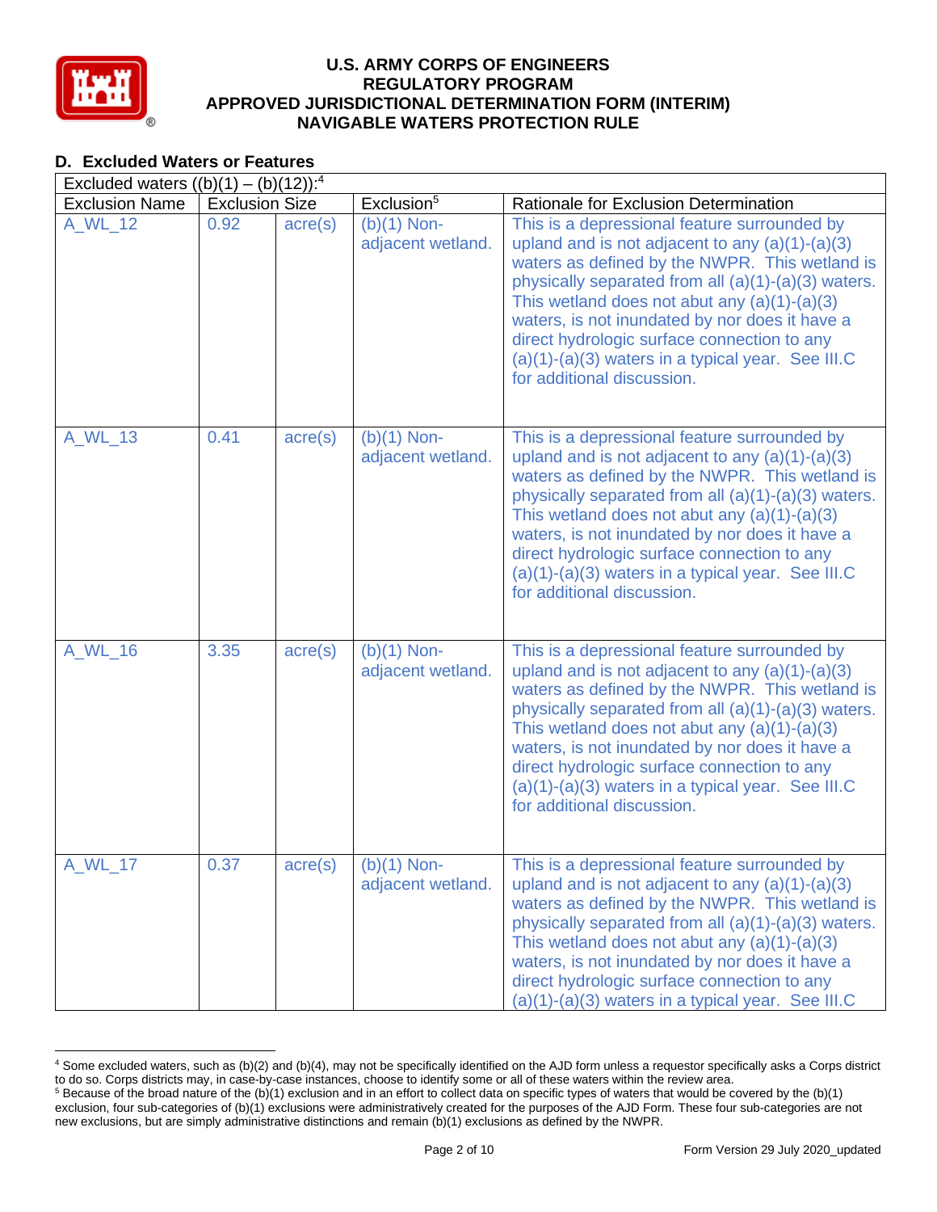## D. Excluded Waters or Features

| Excluded waters ((b)(1) – (b)(12)):[4] | | | | |
|---|---|---|---|---|
| Exclusion Name | Exclusion Size | | Exclusion[5] | Rationale for Exclusion Determination |
| A_WL_12 | 0.92 | acre(s) | (b)(1) Non-adjacent wetland. | This is a depressional feature surrounded by upland and is not adjacent to any (a)(1)-(a)(3) waters as defined by the NWPR. This wetland is physically separated from all (a)(1)-(a)(3) waters. This wetland does not abut any (a)(1)-(a)(3) waters, is not inundated by nor does it have a direct hydrologic surface connection to any (a)(1)-(a)(3) waters in a typical year. See III.C for additional discussion. |
| A_WL_13 | 0.41 | acre(s) | (b)(1) Non-adjacent wetland. | This is a depressional feature surrounded by upland and is not adjacent to any (a)(1)-(a)(3) waters as defined by the NWPR. This wetland is physically separated from all (a)(1)-(a)(3) waters. This wetland does not abut any (a)(1)-(a)(3) waters, is not inundated by nor does it have a direct hydrologic surface connection to any (a)(1)-(a)(3) waters in a typical year. See III.C for additional discussion. |
| A_WL_16 | 3.35 | acre(s) | (b)(1) Non-adjacent wetland. | This is a depressional feature surrounded by upland and is not adjacent to any (a)(1)-(a)(3) waters as defined by the NWPR. This wetland is physically separated from all (a)(1)-(a)(3) waters. This wetland does not abut any (a)(1)-(a)(3) waters, is not inundated by nor does it have a direct hydrologic surface connection to any (a)(1)-(a)(3) waters in a typical year. See III.C for additional discussion. |
| A_WL_17 | 0.37 | acre(s) | (b)(1) Non-adjacent wetland. | This is a depressional feature surrounded by upland and is not adjacent to any (a)(1)-(a)(3) waters as defined by the NWPR. This wetland is physically separated from all (a)(1)-(a)(3) waters. This wetland does not abut any (a)(1)-(a)(3) waters, is not inundated by nor does it have a direct hydrologic surface connection to any (a)(1)-(a)(3) waters in a typical year. See III.C |

[4] Some excluded waters, such as (b)(2) and (b)(4), may not be specifically identified on the AJD form unless a requestor specifically asks a Corps district to do so. Corps districts may, in case-by-case instances, choose to identify some or all of these waters within the review area.

[5] Because of the broad nature of the (b)(1) exclusion and in an effort to collect data on specific types of waters that would be covered by the (b)(1) exclusion, four sub-categories of (b)(1) exclusions were administratively created for the purposes of the AJD Form. These four sub-categories are not new exclusions, but are simply administrative distinctions and remain (b)(1) exclusions as defined by the NWPR.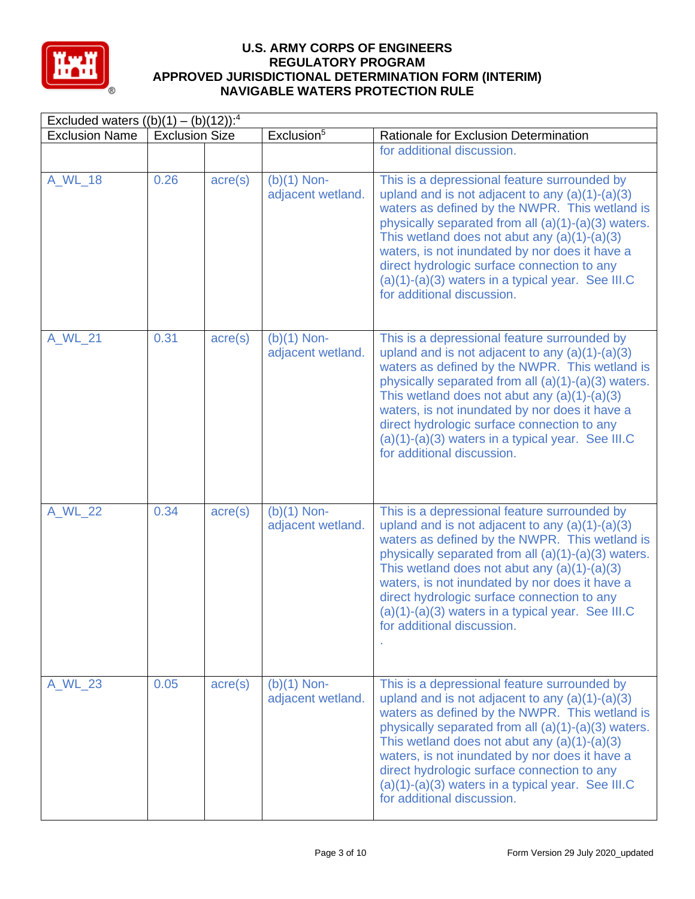| Excluded waters ((b)(1) – (b)(12)):[4] | | | | |
|---|---|---|---|---|
| Exclusion Name | Exclusion Size | | Exclusion[5] | Rationale for Exclusion Determination |
| | | | | for additional discussion. |
| A_WL_18 | 0.26 | acre(s) | (b)(1) Non-adjacent wetland. | This is a depressional feature surrounded by upland and is not adjacent to any (a)(1)-(a)(3) waters as defined by the NWPR. This wetland is physically separated from all (a)(1)-(a)(3) waters. This wetland does not abut any (a)(1)-(a)(3) waters, is not inundated by nor does it have a direct hydrologic surface connection to any (a)(1)-(a)(3) waters in a typical year. See III.C for additional discussion. |
| A_WL_21 | 0.31 | acre(s) | (b)(1) Non-adjacent wetland. | This is a depressional feature surrounded by upland and is not adjacent to any (a)(1)-(a)(3) waters as defined by the NWPR. This wetland is physically separated from all (a)(1)-(a)(3) waters. This wetland does not abut any (a)(1)-(a)(3) waters, is not inundated by nor does it have a direct hydrologic surface connection to any (a)(1)-(a)(3) waters in a typical year. See III.C for additional discussion. |
| A_WL_22 | 0.34 | acre(s) | (b)(1) Non-adjacent wetland. | This is a depressional feature surrounded by upland and is not adjacent to any (a)(1)-(a)(3) waters as defined by the NWPR. This wetland is physically separated from all (a)(1)-(a)(3) waters. This wetland does not abut any (a)(1)-(a)(3) waters, is not inundated by nor does it have a direct hydrologic surface connection to any (a)(1)-(a)(3) waters in a typical year. See III.C for additional discussion. . |
| A_WL_23 | 0.05 | acre(s) | (b)(1) Non-adjacent wetland. | This is a depressional feature surrounded by upland and is not adjacent to any (a)(1)-(a)(3) waters as defined by the NWPR. This wetland is physically separated from all (a)(1)-(a)(3) waters. This wetland does not abut any (a)(1)-(a)(3) waters, is not inundated by nor does it have a direct hydrologic surface connection to any (a)(1)-(a)(3) waters in a typical year. See III.C for additional discussion. |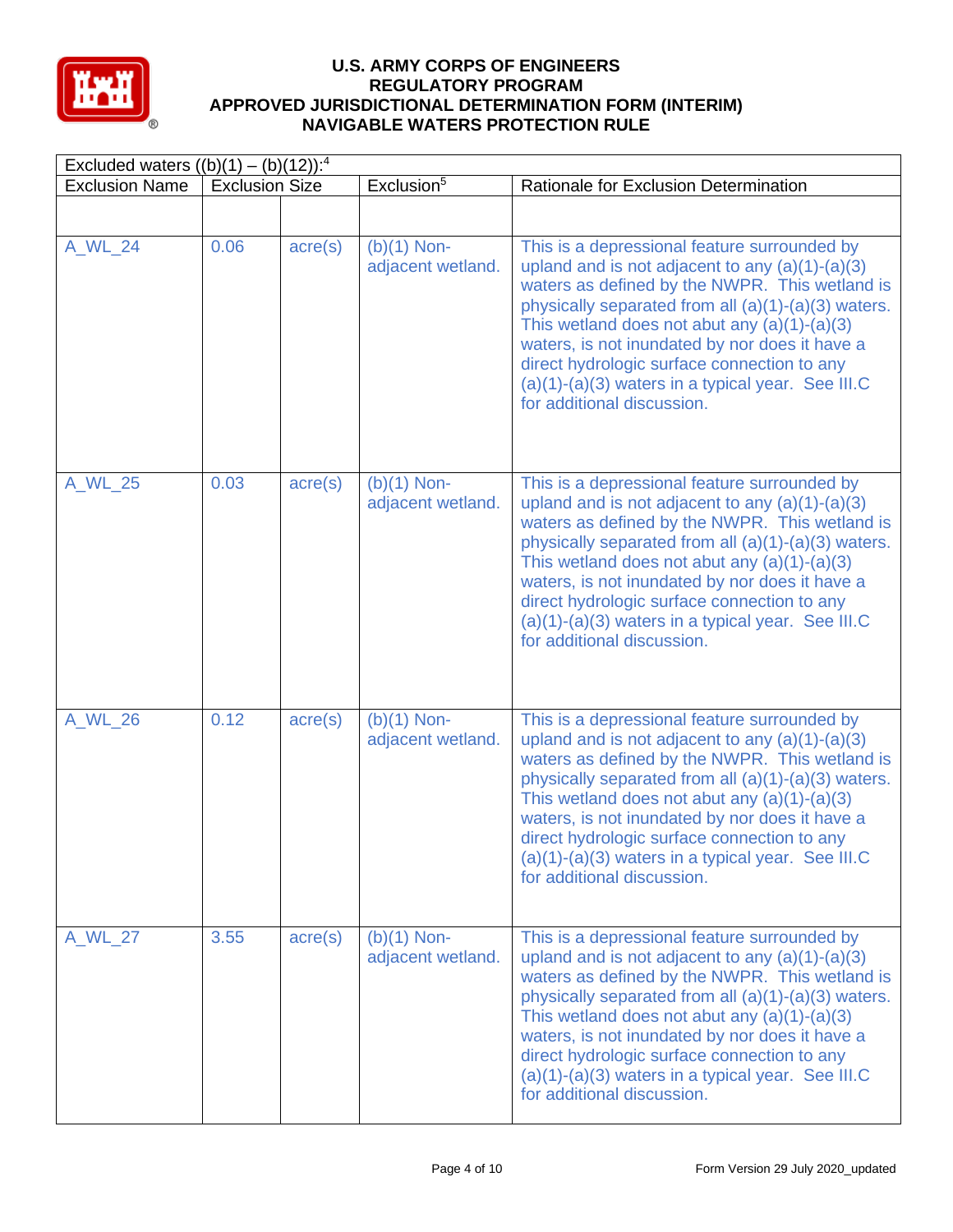# U.S. ARMY CORPS OF ENGINEERS
## REGULATORY PROGRAM
## APPROVED JURISDICTIONAL DETERMINATION FORM (INTERIM)
## NAVIGABLE WATERS PROTECTION RULE

| Excluded waters ((b)(1) – (b)(12)):[4] | | | | |
|---|---|---|---|---|
| Exclusion Name | Exclusion Size | | Exclusion[5] | Rationale for Exclusion Determination |
| | | | | |
| A_WL_24 | 0.06 | acre(s) | (b)(1) Non-adjacent wetland. | This is a depressional feature surrounded by upland and is not adjacent to any (a)(1)-(a)(3) waters as defined by the NWPR. This wetland is physically separated from all (a)(1)-(a)(3) waters. This wetland does not abut any (a)(1)-(a)(3) waters, is not inundated by nor does it have a direct hydrologic surface connection to any (a)(1)-(a)(3) waters in a typical year. See III.C for additional discussion. |
| A_WL_25 | 0.03 | acre(s) | (b)(1) Non-adjacent wetland. | This is a depressional feature surrounded by upland and is not adjacent to any (a)(1)-(a)(3) waters as defined by the NWPR. This wetland is physically separated from all (a)(1)-(a)(3) waters. This wetland does not abut any (a)(1)-(a)(3) waters, is not inundated by nor does it have a direct hydrologic surface connection to any (a)(1)-(a)(3) waters in a typical year. See III.C for additional discussion. |
| A_WL_26 | 0.12 | acre(s) | (b)(1) Non-adjacent wetland. | This is a depressional feature surrounded by upland and is not adjacent to any (a)(1)-(a)(3) waters as defined by the NWPR. This wetland is physically separated from all (a)(1)-(a)(3) waters. This wetland does not abut any (a)(1)-(a)(3) waters, is not inundated by nor does it have a direct hydrologic surface connection to any (a)(1)-(a)(3) waters in a typical year. See III.C for additional discussion. |
| A_WL_27 | 3.55 | acre(s) | (b)(1) Non-adjacent wetland. | This is a depressional feature surrounded by upland and is not adjacent to any (a)(1)-(a)(3) waters as defined by the NWPR. This wetland is physically separated from all (a)(1)-(a)(3) waters. This wetland does not abut any (a)(1)-(a)(3) waters, is not inundated by nor does it have a direct hydrologic surface connection to any (a)(1)-(a)(3) waters in a typical year. See III.C for additional discussion. |

Form Version 29 July 2020_updated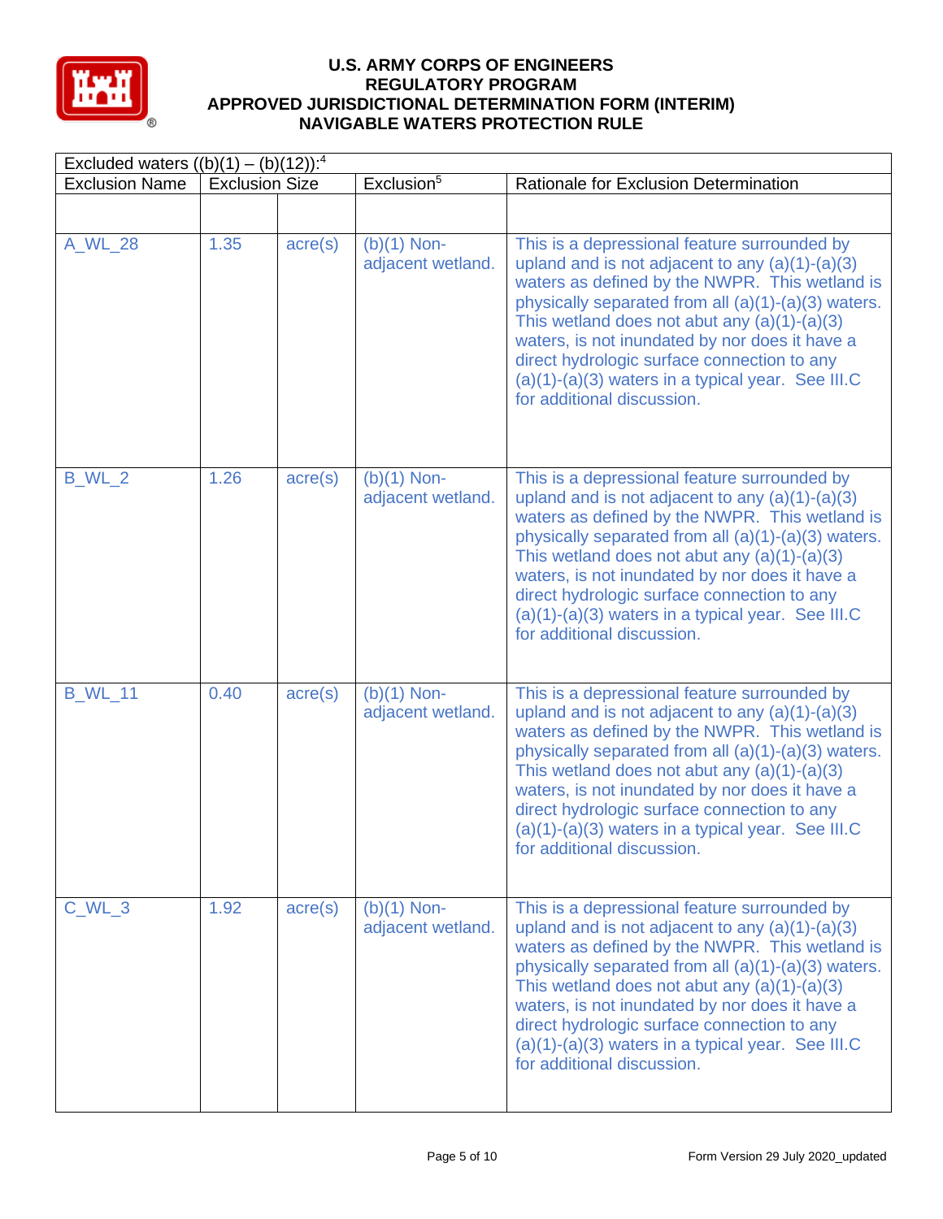| Excluded waters ((b)(1) – (b)(12)):[4] | | | | |
|---|---|---|---|---|
| Exclusion Name | Exclusion Size | | Exclusion[5] | Rationale for Exclusion Determination |
| | | | | |
| A_WL_28 | 1.35 | acre(s) | (b)(1) Non-adjacent wetland. | This is a depressional feature surrounded by upland and is not adjacent to any (a)(1)-(a)(3) waters as defined by the NWPR. This wetland is physically separated from all (a)(1)-(a)(3) waters. This wetland does not abut any (a)(1)-(a)(3) waters, is not inundated by nor does it have a direct hydrologic surface connection to any (a)(1)-(a)(3) waters in a typical year. See III.C for additional discussion. |
| B_WL_2 | 1.26 | acre(s) | (b)(1) Non-adjacent wetland. | This is a depressional feature surrounded by upland and is not adjacent to any (a)(1)-(a)(3) waters as defined by the NWPR. This wetland is physically separated from all (a)(1)-(a)(3) waters. This wetland does not abut any (a)(1)-(a)(3) waters, is not inundated by nor does it have a direct hydrologic surface connection to any (a)(1)-(a)(3) waters in a typical year. See III.C for additional discussion. |
| B_WL_11 | 0.40 | acre(s) | (b)(1) Non-adjacent wetland. | This is a depressional feature surrounded by upland and is not adjacent to any (a)(1)-(a)(3) waters as defined by the NWPR. This wetland is physically separated from all (a)(1)-(a)(3) waters. This wetland does not abut any (a)(1)-(a)(3) waters, is not inundated by nor does it have a direct hydrologic surface connection to any (a)(1)-(a)(3) waters in a typical year. See III.C for additional discussion. |
| C_WL_3 | 1.92 | acre(s) | (b)(1) Non-adjacent wetland. | This is a depressional feature surrounded by upland and is not adjacent to any (a)(1)-(a)(3) waters as defined by the NWPR. This wetland is physically separated from all (a)(1)-(a)(3) waters. This wetland does not abut any (a)(1)-(a)(3) waters, is not inundated by nor does it have a direct hydrologic surface connection to any (a)(1)-(a)(3) waters in a typical year. See III.C for additional discussion. |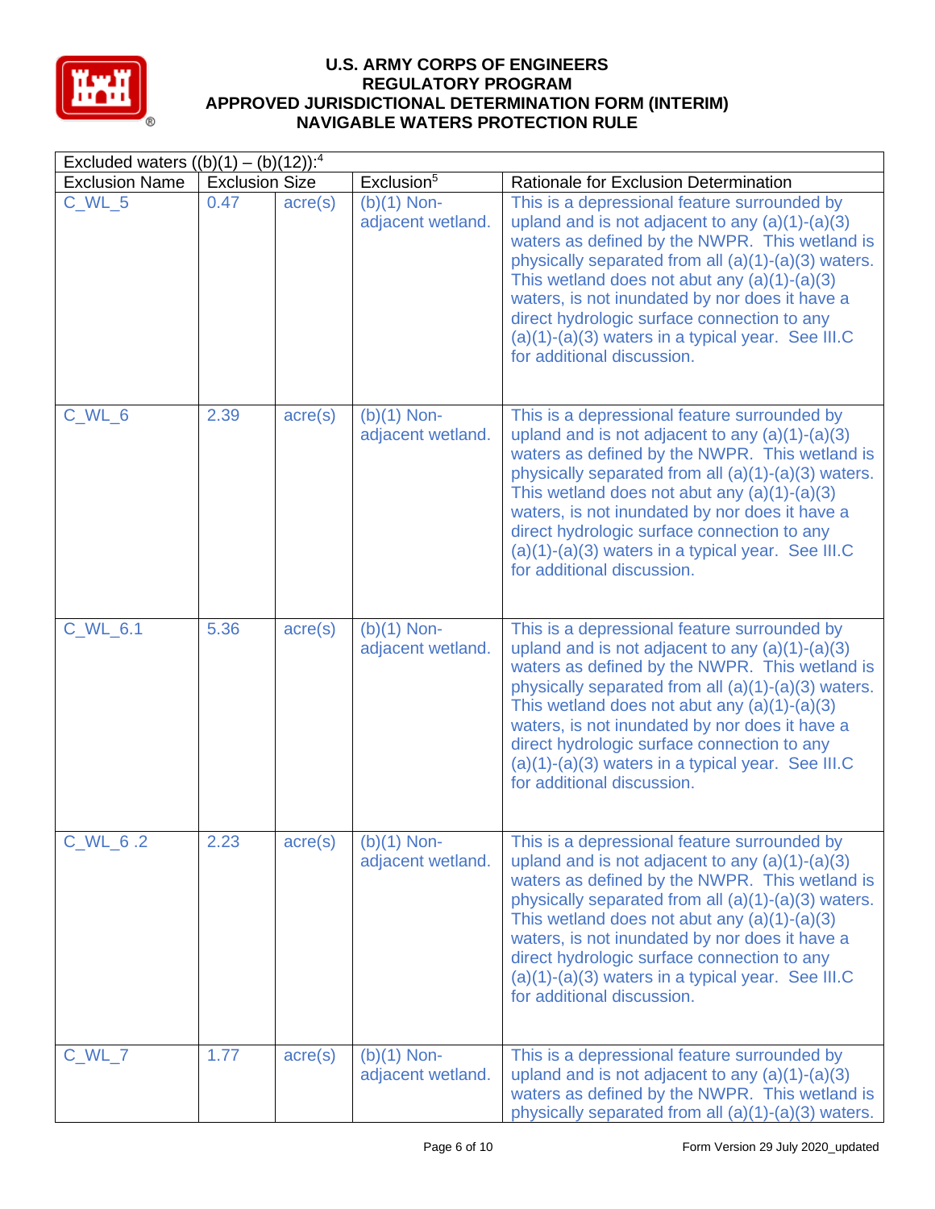| Excluded waters ((b)(1) – (b)(12)):[4] | | | | |
|---|---|---|---|---|
| Exclusion Name | Exclusion Size | | Exclusion[5] | Rationale for Exclusion Determination |
| C_WL_5 | 0.47 | acre(s) | (b)(1) Non-adjacent wetland. | This is a depressional feature surrounded by upland and is not adjacent to any (a)(1)-(a)(3) waters as defined by the NWPR. This wetland is physically separated from all (a)(1)-(a)(3) waters. This wetland does not abut any (a)(1)-(a)(3) waters, is not inundated by nor does it have a direct hydrologic surface connection to any (a)(1)-(a)(3) waters in a typical year. See III.C for additional discussion. |
| C_WL_6 | 2.39 | acre(s) | (b)(1) Non-adjacent wetland. | This is a depressional feature surrounded by upland and is not adjacent to any (a)(1)-(a)(3) waters as defined by the NWPR. This wetland is physically separated from all (a)(1)-(a)(3) waters. This wetland does not abut any (a)(1)-(a)(3) waters, is not inundated by nor does it have a direct hydrologic surface connection to any (a)(1)-(a)(3) waters in a typical year. See III.C for additional discussion. |
| C_WL_6.1 | 5.36 | acre(s) | (b)(1) Non-adjacent wetland. | This is a depressional feature surrounded by upland and is not adjacent to any (a)(1)-(a)(3) waters as defined by the NWPR. This wetland is physically separated from all (a)(1)-(a)(3) waters. This wetland does not abut any (a)(1)-(a)(3) waters, is not inundated by nor does it have a direct hydrologic surface connection to any (a)(1)-(a)(3) waters in a typical year. See III.C for additional discussion. |
| C_WL_6 .2 | 2.23 | acre(s) | (b)(1) Non-adjacent wetland. | This is a depressional feature surrounded by upland and is not adjacent to any (a)(1)-(a)(3) waters as defined by the NWPR. This wetland is physically separated from all (a)(1)-(a)(3) waters. This wetland does not abut any (a)(1)-(a)(3) waters, is not inundated by nor does it have a direct hydrologic surface connection to any (a)(1)-(a)(3) waters in a typical year. See III.C for additional discussion. |
| C_WL_7 | 1.77 | acre(s) | (b)(1) Non-adjacent wetland. | This is a depressional feature surrounded by upland and is not adjacent to any (a)(1)-(a)(3) waters as defined by the NWPR. This wetland is physically separated from all (a)(1)-(a)(3) waters. |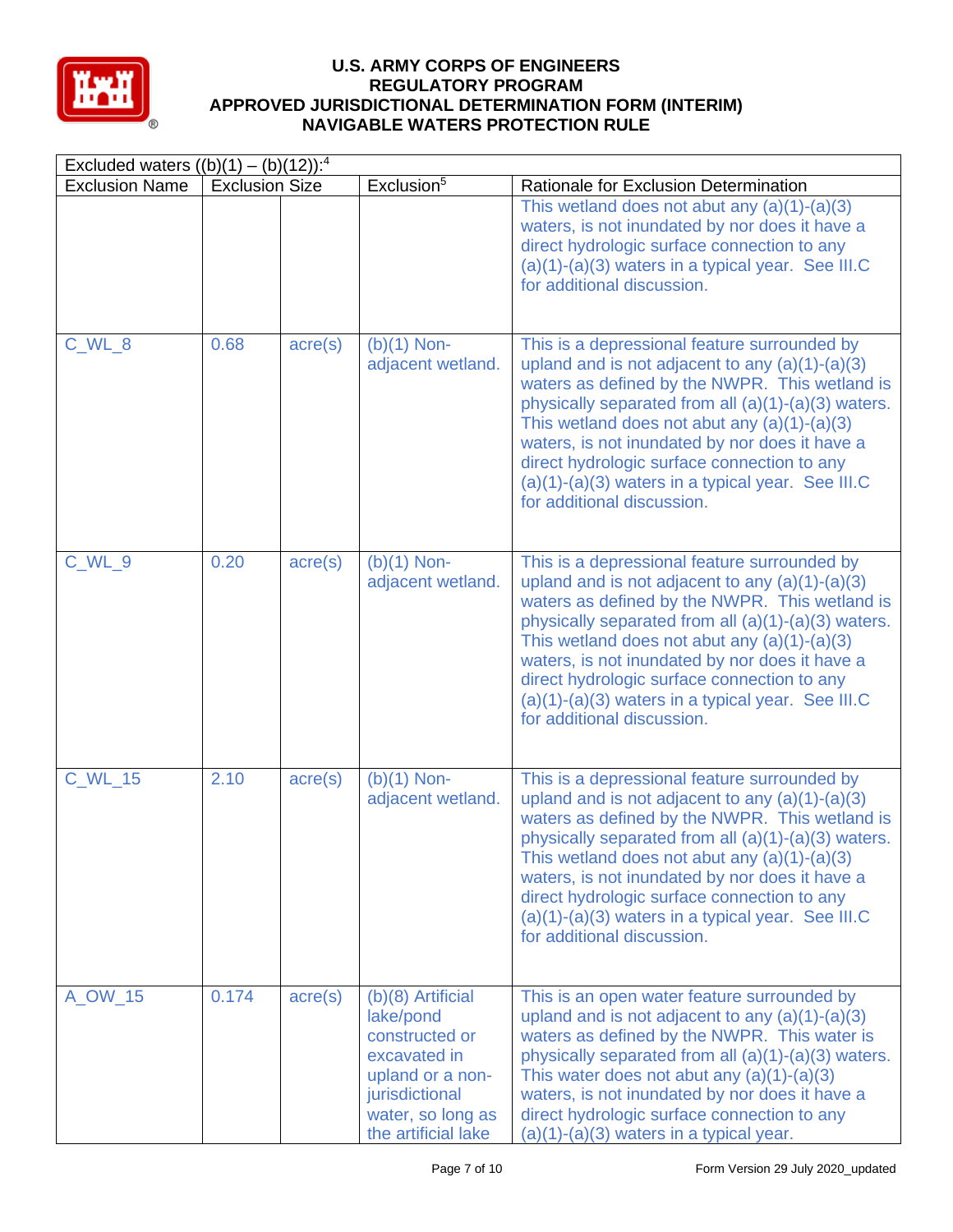| Excluded waters ((b)(1) – (b)(12)):[4] | | | | |
|---|---|---|---|---|
| Exclusion Name | Exclusion Size | | Exclusion[5] | Rationale for Exclusion Determination |
| | | | | This wetland does not abut any (a)(1)-(a)(3) waters, is not inundated by nor does it have a direct hydrologic surface connection to any (a)(1)-(a)(3) waters in a typical year. See III.C for additional discussion. |
| C_WL_8 | 0.68 | acre(s) | (b)(1) Non-adjacent wetland. | This is a depressional feature surrounded by upland and is not adjacent to any (a)(1)-(a)(3) waters as defined by the NWPR. This wetland is physically separated from all (a)(1)-(a)(3) waters. This wetland does not abut any (a)(1)-(a)(3) waters, is not inundated by nor does it have a direct hydrologic surface connection to any (a)(1)-(a)(3) waters in a typical year. See III.C for additional discussion. |
| C_WL_9 | 0.20 | acre(s) | (b)(1) Non-adjacent wetland. | This is a depressional feature surrounded by upland and is not adjacent to any (a)(1)-(a)(3) waters as defined by the NWPR. This wetland is physically separated from all (a)(1)-(a)(3) waters. This wetland does not abut any (a)(1)-(a)(3) waters, is not inundated by nor does it have a direct hydrologic surface connection to any (a)(1)-(a)(3) waters in a typical year. See III.C for additional discussion. |
| C_WL_15 | 2.10 | acre(s) | (b)(1) Non-adjacent wetland. | This is a depressional feature surrounded by upland and is not adjacent to any (a)(1)-(a)(3) waters as defined by the NWPR. This wetland is physically separated from all (a)(1)-(a)(3) waters. This wetland does not abut any (a)(1)-(a)(3) waters, is not inundated by nor does it have a direct hydrologic surface connection to any (a)(1)-(a)(3) waters in a typical year. See III.C for additional discussion. |
| A_OW_15 | 0.174 | acre(s) | (b)(8) Artificial lake/pond constructed or excavated in upland or a non-jurisdictional water, so long as the artificial lake | This is an open water feature surrounded by upland and is not adjacent to any (a)(1)-(a)(3) waters as defined by the NWPR. This water is physically separated from all (a)(1)-(a)(3) waters. This water does not abut any (a)(1)-(a)(3) waters, is not inundated by nor does it have a direct hydrologic surface connection to any (a)(1)-(a)(3) waters in a typical year. |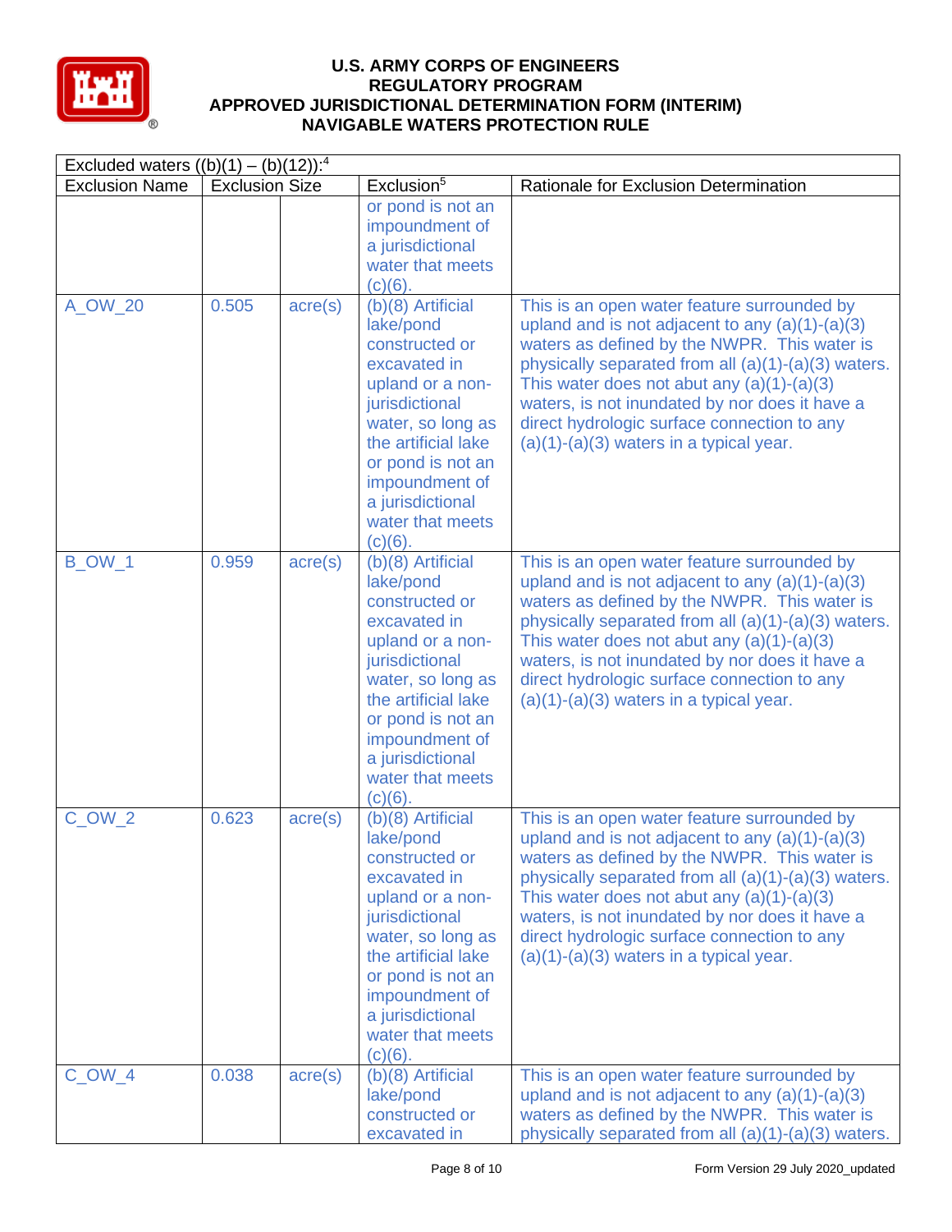| Excluded waters ((b)(1) – (b)(12)):[4] | | | | |
|---|---|---|---|---|
| Exclusion Name | Exclusion Size | | Exclusion[5] | Rationale for Exclusion Determination |
| | | | or pond is not an impoundment of a jurisdictional water that meets (c)(6). | |
| A_OW_20 | 0.505 | acre(s) | (b)(8) Artificial lake/pond constructed or excavated in upland or a non-jurisdictional water, so long as the artificial lake or pond is not an impoundment of a jurisdictional water that meets (c)(6). | This is an open water feature surrounded by upland and is not adjacent to any (a)(1)-(a)(3) waters as defined by the NWPR. This water is physically separated from all (a)(1)-(a)(3) waters. This water does not abut any (a)(1)-(a)(3) waters, is not inundated by nor does it have a direct hydrologic surface connection to any (a)(1)-(a)(3) waters in a typical year. |
| B_OW_1 | 0.959 | acre(s) | (b)(8) Artificial lake/pond constructed or excavated in upland or a non-jurisdictional water, so long as the artificial lake or pond is not an impoundment of a jurisdictional water that meets (c)(6). | This is an open water feature surrounded by upland and is not adjacent to any (a)(1)-(a)(3) waters as defined by the NWPR. This water is physically separated from all (a)(1)-(a)(3) waters. This water does not abut any (a)(1)-(a)(3) waters, is not inundated by nor does it have a direct hydrologic surface connection to any (a)(1)-(a)(3) waters in a typical year. |
| C_OW_2 | 0.623 | acre(s) | (b)(8) Artificial lake/pond constructed or excavated in upland or a non-jurisdictional water, so long as the artificial lake or pond is not an impoundment of a jurisdictional water that meets (c)(6). | This is an open water feature surrounded by upland and is not adjacent to any (a)(1)-(a)(3) waters as defined by the NWPR. This water is physically separated from all (a)(1)-(a)(3) waters. This water does not abut any (a)(1)-(a)(3) waters, is not inundated by nor does it have a direct hydrologic surface connection to any (a)(1)-(a)(3) waters in a typical year. |
| C_OW_4 | 0.038 | acre(s) | (b)(8) Artificial lake/pond constructed or excavated in | This is an open water feature surrounded by upland and is not adjacent to any (a)(1)-(a)(3) waters as defined by the NWPR. This water is physically separated from all (a)(1)-(a)(3) waters. |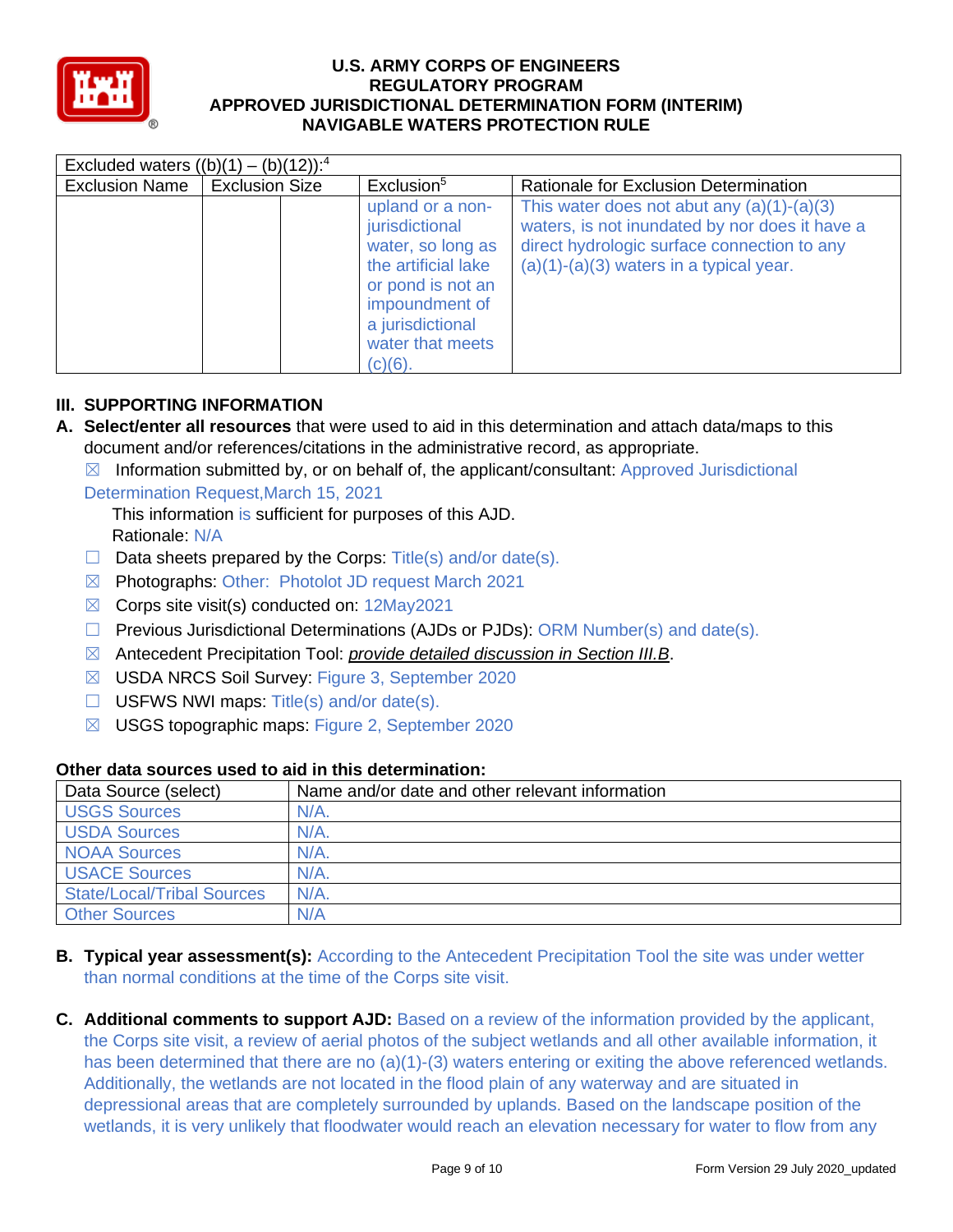| Excluded waters ((b)(1) – (b)(12)):[4] | | | | |
|---|---|---|---|---|
| Exclusion Name | Exclusion Size | | Exclusion[5] | Rationale for Exclusion Determination |
| | | | upland or a non-jurisdictional water, so long as the artificial lake or pond is not an impoundment of a jurisdictional water that meets (c)(6). | This water does not abut any (a)(1)-(a)(3) waters, is not inundated by nor does it have a direct hydrologic surface connection to any (a)(1)-(a)(3) waters in a typical year. |

## III. SUPPORTING INFORMATION

**A. Select/enter all resources** that were used to aid in this determination and attach data/maps to this document and/or references/citations in the administrative record, as appropriate.

☒ Information submitted by, or on behalf of, the applicant/consultant: Approved Jurisdictional Determination Request,March 15, 2021

This information is sufficient for purposes of this AJD.
Rationale: N/A

☐ Data sheets prepared by the Corps: Title(s) and/or date(s).

☒ Photographs: Other: Photolot JD request March 2021

☒ Corps site visit(s) conducted on: 12May2021

☐ Previous Jurisdictional Determinations (AJDs or PJDs): ORM Number(s) and date(s).

☒ Antecedent Precipitation Tool: *provide detailed discussion in Section III.B*.

☒ USDA NRCS Soil Survey: Figure 3, September 2020

☐ USFWS NWI maps: Title(s) and/or date(s).

☒ USGS topographic maps: Figure 2, September 2020

### Other data sources used to aid in this determination:

| Data Source (select) | Name and/or date and other relevant information |
|---|---|
| USGS Sources | N/A. |
| USDA Sources | N/A. |
| NOAA Sources | N/A. |
| USACE Sources | N/A. |
| State/Local/Tribal Sources | N/A. |
| Other Sources | N/A |

**B. Typical year assessment(s):** According to the Antecedent Precipitation Tool the site was under wetter than normal conditions at the time of the Corps site visit.

**C. Additional comments to support AJD:** Based on a review of the information provided by the applicant, the Corps site visit, a review of aerial photos of the subject wetlands and all other available information, it has been determined that there are no (a)(1)-(3) waters entering or exiting the above referenced wetlands. Additionally, the wetlands are not located in the flood plain of any waterway and are situated in depressional areas that are completely surrounded by uplands. Based on the landscape position of the wetlands, it is very unlikely that floodwater would reach an elevation necessary for water to flow from any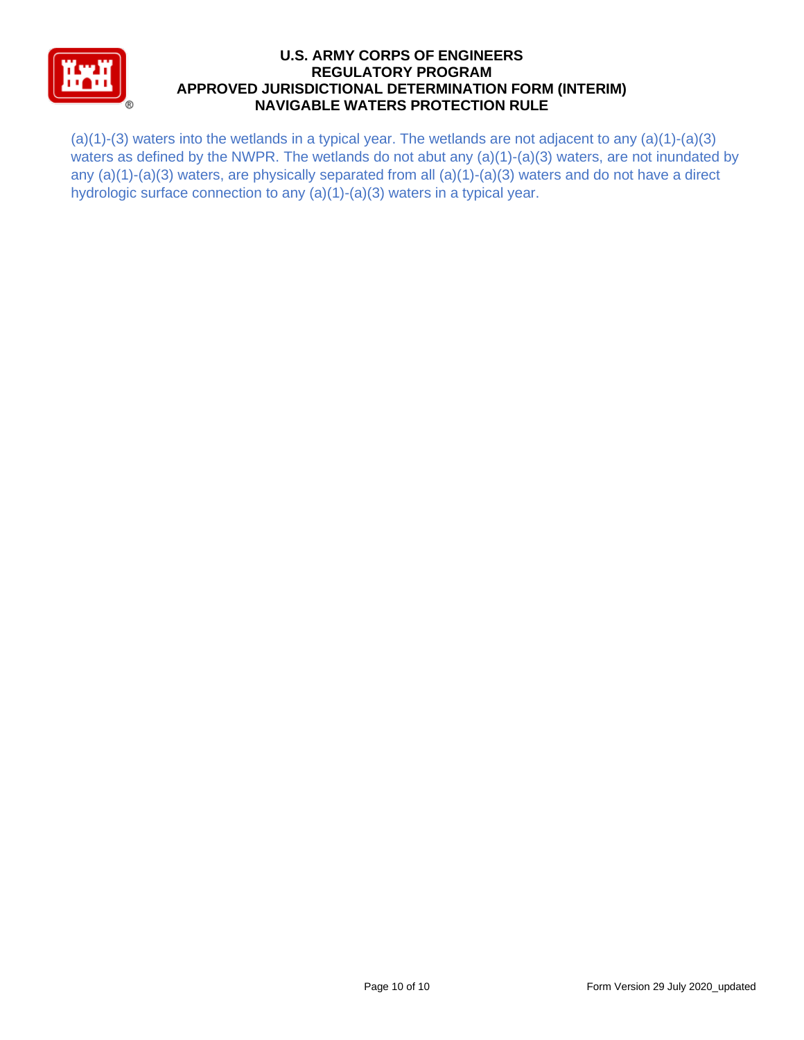(a)(1)-(3) waters into the wetlands in a typical year. The wetlands are not adjacent to any (a)(1)-(a)(3) waters as defined by the NWPR. The wetlands do not abut any (a)(1)-(a)(3) waters, are not inundated by any (a)(1)-(a)(3) waters, are physically separated from all (a)(1)-(a)(3) waters and do not have a direct hydrologic surface connection to any (a)(1)-(a)(3) waters in a typical year.